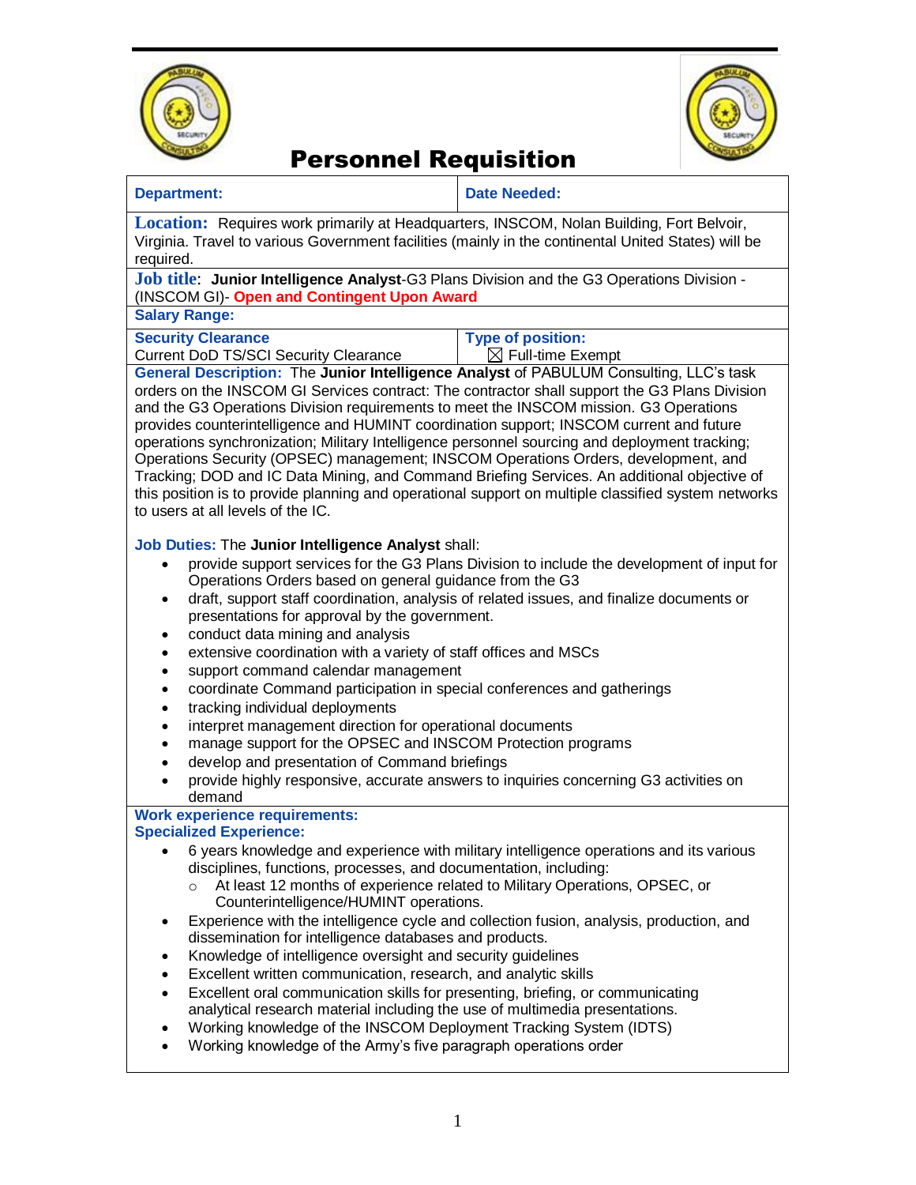# Personnel Requisition

| **Department:** | **Date Needed:** |
|---|---|

**Location:** Requires work primarily at Headquarters, INSCOM, Nolan Building, Fort Belvoir, Virginia. Travel to various Government facilities (mainly in the continental United States) will be required.

**Job title**: **Junior Intelligence Analyst**-G3 Plans Division and the G3 Operations Division -(INSCOM GI)- **Open and Contingent Upon Award**

**Salary Range:**

| **Security Clearance** | **Type of position:** |
|---|---|
| Current DoD TS/SCI Security Clearance | ☒ Full-time Exempt |

**General Description:** The **Junior Intelligence Analyst** of PABULUM Consulting, LLC's task orders on the INSCOM GI Services contract: The contractor shall support the G3 Plans Division and the G3 Operations Division requirements to meet the INSCOM mission. G3 Operations provides counterintelligence and HUMINT coordination support; INSCOM current and future operations synchronization; Military Intelligence personnel sourcing and deployment tracking; Operations Security (OPSEC) management; INSCOM Operations Orders, development, and Tracking; DOD and IC Data Mining, and Command Briefing Services. An additional objective of this position is to provide planning and operational support on multiple classified system networks to users at all levels of the IC.

**Job Duties:** The **Junior Intelligence Analyst** shall:

- provide support services for the G3 Plans Division to include the development of input for Operations Orders based on general guidance from the G3
- draft, support staff coordination, analysis of related issues, and finalize documents or presentations for approval by the government.
- conduct data mining and analysis
- extensive coordination with a variety of staff offices and MSCs
- support command calendar management
- coordinate Command participation in special conferences and gatherings
- tracking individual deployments
- interpret management direction for operational documents
- manage support for the OPSEC and INSCOM Protection programs
- develop and presentation of Command briefings
- provide highly responsive, accurate answers to inquiries concerning G3 activities on demand

**Work experience requirements:**
**Specialized Experience:**

- 6 years knowledge and experience with military intelligence operations and its various disciplines, functions, processes, and documentation, including:
  - At least 12 months of experience related to Military Operations, OPSEC, or Counterintelligence/HUMINT operations.
- Experience with the intelligence cycle and collection fusion, analysis, production, and dissemination for intelligence databases and products.
- Knowledge of intelligence oversight and security guidelines
- Excellent written communication, research, and analytic skills
- Excellent oral communication skills for presenting, briefing, or communicating analytical research material including the use of multimedia presentations.
- Working knowledge of the INSCOM Deployment Tracking System (IDTS)
- Working knowledge of the Army's five paragraph operations order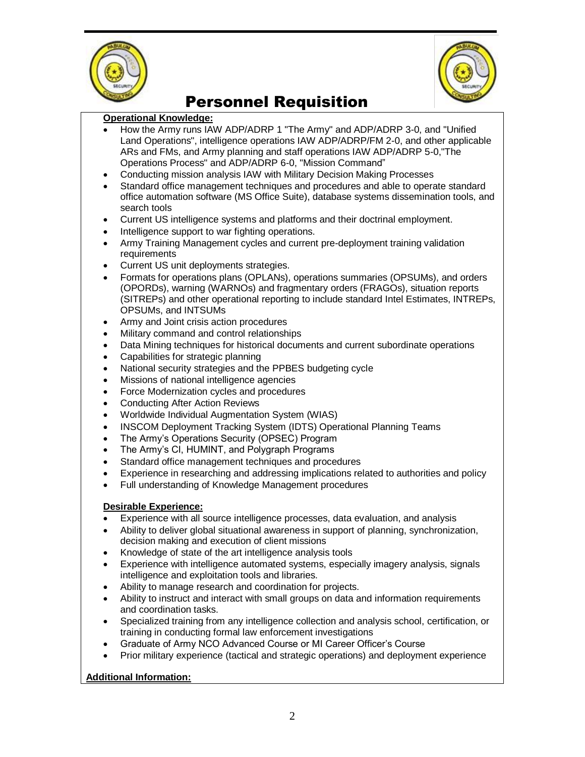# Personnel Requisition

**Operational Knowledge:**

- How the Army runs IAW ADP/ADRP 1 "The Army" and ADP/ADRP 3-0, and "Unified Land Operations", intelligence operations IAW ADP/ADRP/FM 2-0, and other applicable ARs and FMs, and Army planning and staff operations IAW ADP/ADRP 5-0,"The Operations Process" and ADP/ADRP 6-0, "Mission Command"
- Conducting mission analysis IAW with Military Decision Making Processes
- Standard office management techniques and procedures and able to operate standard office automation software (MS Office Suite), database systems dissemination tools, and search tools
- Current US intelligence systems and platforms and their doctrinal employment.
- Intelligence support to war fighting operations.
- Army Training Management cycles and current pre-deployment training validation requirements
- Current US unit deployments strategies.
- Formats for operations plans (OPLANs), operations summaries (OPSUMs), and orders (OPORDs), warning (WARNOs) and fragmentary orders (FRAGOs), situation reports (SITREPs) and other operational reporting to include standard Intel Estimates, INTREPs, OPSUMs, and INTSUMs
- Army and Joint crisis action procedures
- Military command and control relationships
- Data Mining techniques for historical documents and current subordinate operations
- Capabilities for strategic planning
- National security strategies and the PPBES budgeting cycle
- Missions of national intelligence agencies
- Force Modernization cycles and procedures
- Conducting After Action Reviews
- Worldwide Individual Augmentation System (WIAS)
- INSCOM Deployment Tracking System (IDTS) Operational Planning Teams
- The Army's Operations Security (OPSEC) Program
- The Army's CI, HUMINT, and Polygraph Programs
- Standard office management techniques and procedures
- Experience in researching and addressing implications related to authorities and policy
- Full understanding of Knowledge Management procedures

**Desirable Experience:**

- Experience with all source intelligence processes, data evaluation, and analysis
- Ability to deliver global situational awareness in support of planning, synchronization, decision making and execution of client missions
- Knowledge of state of the art intelligence analysis tools
- Experience with intelligence automated systems, especially imagery analysis, signals intelligence and exploitation tools and libraries.
- Ability to manage research and coordination for projects.
- Ability to instruct and interact with small groups on data and information requirements and coordination tasks.
- Specialized training from any intelligence collection and analysis school, certification, or training in conducting formal law enforcement investigations
- Graduate of Army NCO Advanced Course or MI Career Officer's Course
- Prior military experience (tactical and strategic operations) and deployment experience

**Additional Information:**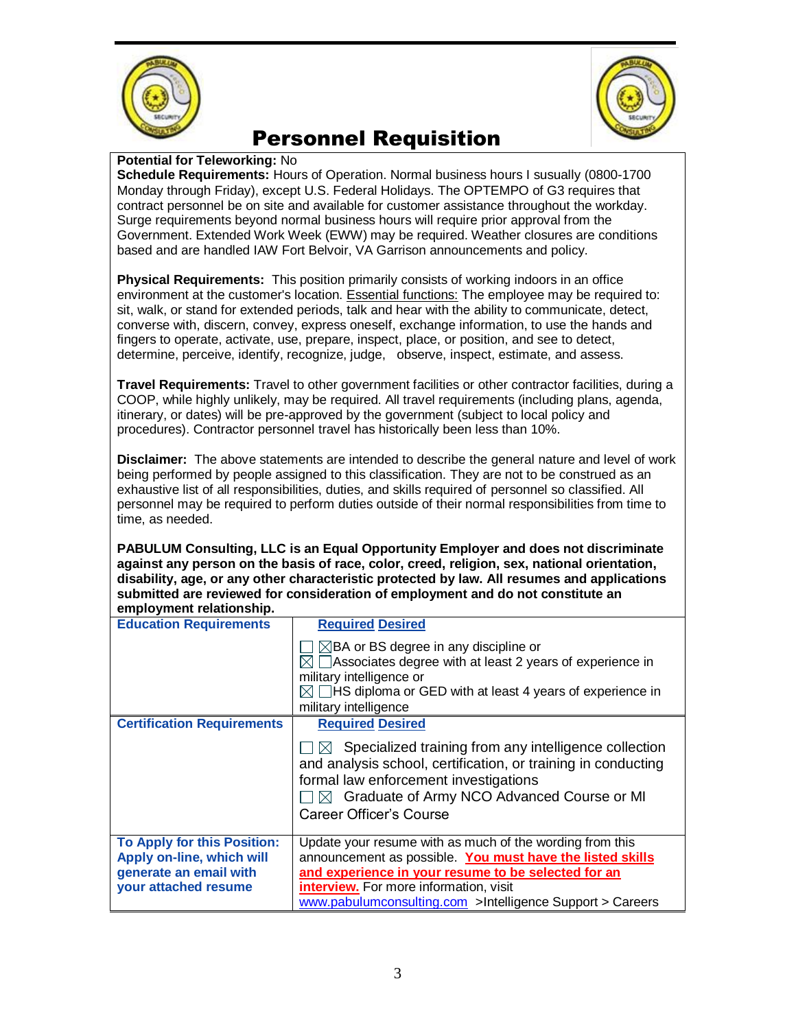# Personnel Requisition

**Potential for Teleworking:** No
**Schedule Requirements:** Hours of Operation. Normal business hours I susually (0800-1700 Monday through Friday), except U.S. Federal Holidays. The OPTEMPO of G3 requires that contract personnel be on site and available for customer assistance throughout the workday. Surge requirements beyond normal business hours will require prior approval from the Government. Extended Work Week (EWW) may be required. Weather closures are conditions based and are handled IAW Fort Belvoir, VA Garrison announcements and policy.

**Physical Requirements:** This position primarily consists of working indoors in an office environment at the customer's location. Essential functions: The employee may be required to: sit, walk, or stand for extended periods, talk and hear with the ability to communicate, detect, converse with, discern, convey, express oneself, exchange information, to use the hands and fingers to operate, activate, use, prepare, inspect, place, or position, and see to detect, determine, perceive, identify, recognize, judge, observe, inspect, estimate, and assess.

**Travel Requirements:** Travel to other government facilities or other contractor facilities, during a COOP, while highly unlikely, may be required. All travel requirements (including plans, agenda, itinerary, or dates) will be pre-approved by the government (subject to local policy and procedures). Contractor personnel travel has historically been less than 10%.

**Disclaimer:** The above statements are intended to describe the general nature and level of work being performed by people assigned to this classification. They are not to be construed as an exhaustive list of all responsibilities, duties, and skills required of personnel so classified. All personnel may be required to perform duties outside of their normal responsibilities from time to time, as needed.

**PABULUM Consulting, LLC is an Equal Opportunity Employer and does not discriminate against any person on the basis of race, color, creed, religion, sex, national orientation, disability, age, or any other characteristic protected by law. All resumes and applications submitted are reviewed for consideration of employment and do not constitute an employment relationship.**

| | |
|---|---|
| **Education Requirements** | Required Desired<br>☐ ☒ BA or BS degree in any discipline or<br>☒ ☐ Associates degree with at least 2 years of experience in military intelligence or<br>☒ ☐ HS diploma or GED with at least 4 years of experience in military intelligence |
| **Certification Requirements** | Required Desired<br>☐ ☒ Specialized training from any intelligence collection and analysis school, certification, or training in conducting formal law enforcement investigations<br>☐ ☒ Graduate of Army NCO Advanced Course or MI Career Officer's Course |
| **To Apply for this Position: Apply on-line, which will generate an email with your attached resume** | Update your resume with as much of the wording from this announcement as possible. **You must have the listed skills and experience in your resume to be selected for an interview.** For more information, visit www.pabulumconsulting.com >Intelligence Support > Careers |